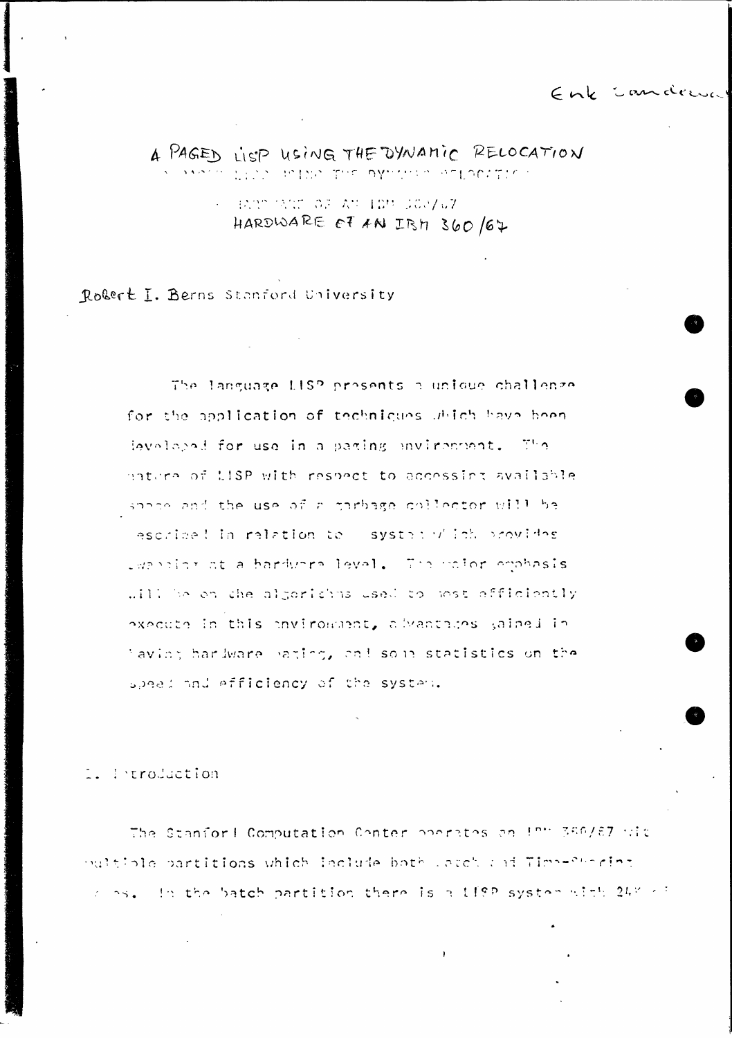Erik Sandewall

# A PAGED LISP USING THE DYNAMIC RELOCATION HARDWARE OF AN IBM 360/67

Robert I. Berns Stanford University

The language LISP presents a unique challenge for the application of techniques which have been developed for use in a paging environment. The nature of LISP with respect to accessing available space and the use of a garbage collector will be described in relation to a system which provides swapping at a hardware level. The major emphasis will be on the algorithms used to most efficiently execute in this environment, advantages gained in having hardware paging, and some statistics on the speed and efficiency of the system.

## I. Introduction

The Stanford Computation Center operates an IBM 360/67 with multiple partitions which include both batch and Time-Sharing systems. In the batch partition there is a LISP system with 24K of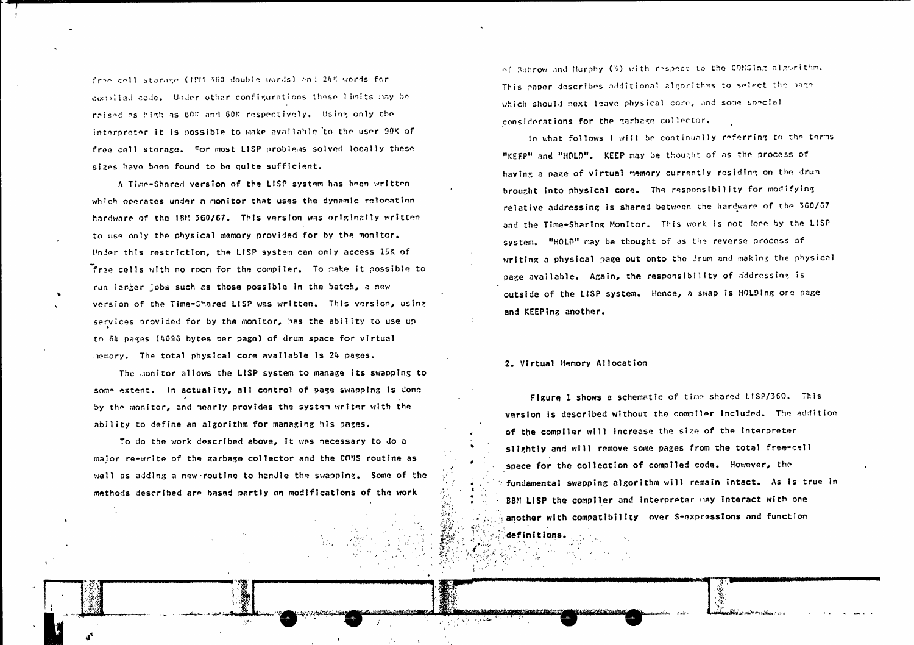free cell storage (IBM 360 double words) and 24K words for compiled code. Under other configurations these limits may be raised as high as 60K and 60K respectively. Using only the interpreter it is possible to make available to the user 90K of free cell storage. For most LISP problems solved locally these sizes have been found to be quite sufficient.

A Time-Shared version of the LISP system has been written which operates under a monitor that uses the dynamic relocation hardware of the IBM 360/67. This version was originally written to use only the physical memory provided for by the monitor. Under this restriction, the LISP system can only access 15K of free cells with no room for the compiler. To make it possible to run larger jobs such as those possible in the batch, a new version of the Time-Shared LISP was written. This version, using services provided for by the monitor, has the ability to use up to 64 pages (4096 bytes per page) of drum space for virtual memory. The total physical core available is 24 pages.

The monitor allows the LISP system to manage its swapping to some extent. In actuality, all control of page swapping is done by the monitor, and merely provides the system writer with the ability to define an algorithm for managing his pages.

To do the work described above, it was necessary to do a major re-write of the garbage collector and the CONS routine as well as adding a new routine to handle the swapping. Some of the methods described are based partly on modifications of the work of Bobrow and Murphy (3) with respect to the CONSing algorithm. This paper describes additional algorithms to select the page which should next leave physical core, and some special considerations for the garbage collector.

In what follows I will be continually referring to the terms "KEEP" and "HOLD". KEEP may be thought of as the process of having a page of virtual memory currently residing on the drum brought into physical core. The responsibility for modifying relative addressing is shared between the hardware of the 360/67 and the Time-Sharing Monitor. This work is not done by the LISP system. "HOLD" may be thought of as the reverse process of writing a physical page out onto the drum and making the physical page available. Again, the responsibility of addressing is outside of the LISP system. Hence, a swap is HOLDing one page and KEEPing another.

## 2. Virtual Memory Allocation

Figure 1 shows a schematic of time shared LISP/360. This version is described without the compiler included. The addition of the compiler will increase the size of the interpreter slightly and will remove some pages from the total free-cell space for the collection of compiled code. However, the fundamental swapping algorithm will remain intact. As is true in BBN LISP the compiler and interpreter may interact with one another with compatibility over S-expressions and function definitions.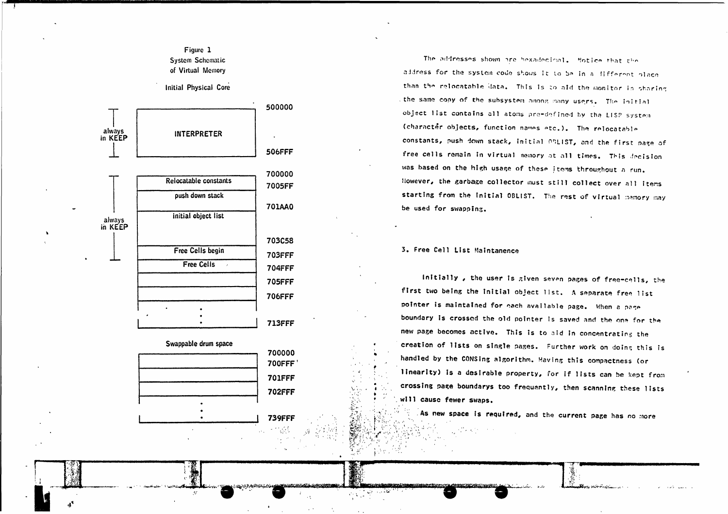Figure 1
System Schematic
of Virtual Memory

Initial Physical Core

| | | Address |
|---|---|---|
| always in KEEP | INTERPRETER | 500000 |
| | | 506FFF |
| always in KEEP | Relocatable constants | 700000 |
| | push down stack | 7005FF |
| | initial object list | 701AA0 |
| | Free Cells begin | 703C58 |
| | Free Cells | 703FFF |
| | | 704FFF |
| | | 705FFF |
| | ⋮ | 706FFF |
| | | 713FFF |

Swappable drum space

| | Address |
|---|---|
| | 700000 |
| | 700FFF |
| | 701FFF |
| ⋮ | 702FFF |
| | 739FFF |

The addresses shown are hexadecimal. Notice that the address for the system code shows it to be in a different place than the relocatable data. This is to aid the monitor in sharing the same copy of the subsystem among many users. The initial object list contains all atoms pre-defined by the LISP system (charactér objects, function names etc.). The relocatable constants, push down stack, initial OBLIST, and the first page of free cells remain in virtual memory at all times. This decision was based on the high usage of these items throughout a run. However, the garbage collector must still collect over all items starting from the initial OBLIST. The rest of virtual memory may be used for swapping.

## 3. Free Cell List Maintanence

Initially, the user is given seven pages of free-cells, the first two being the initial object list. A separate free list pointer is maintained for each available page. When a page boundary is crossed the old pointer is saved and the one for the new page becomes active. This is to aid in concentrating the creation of lists on single pages. Further work on doing this is handled by the CONSing algorithm. Having this compactness (or linearity) is a desirable property, for if lists can be kept from crossing page boundarys too frequently, then scanning these lists will cause fewer swaps.

As new space is required, and the current page has no more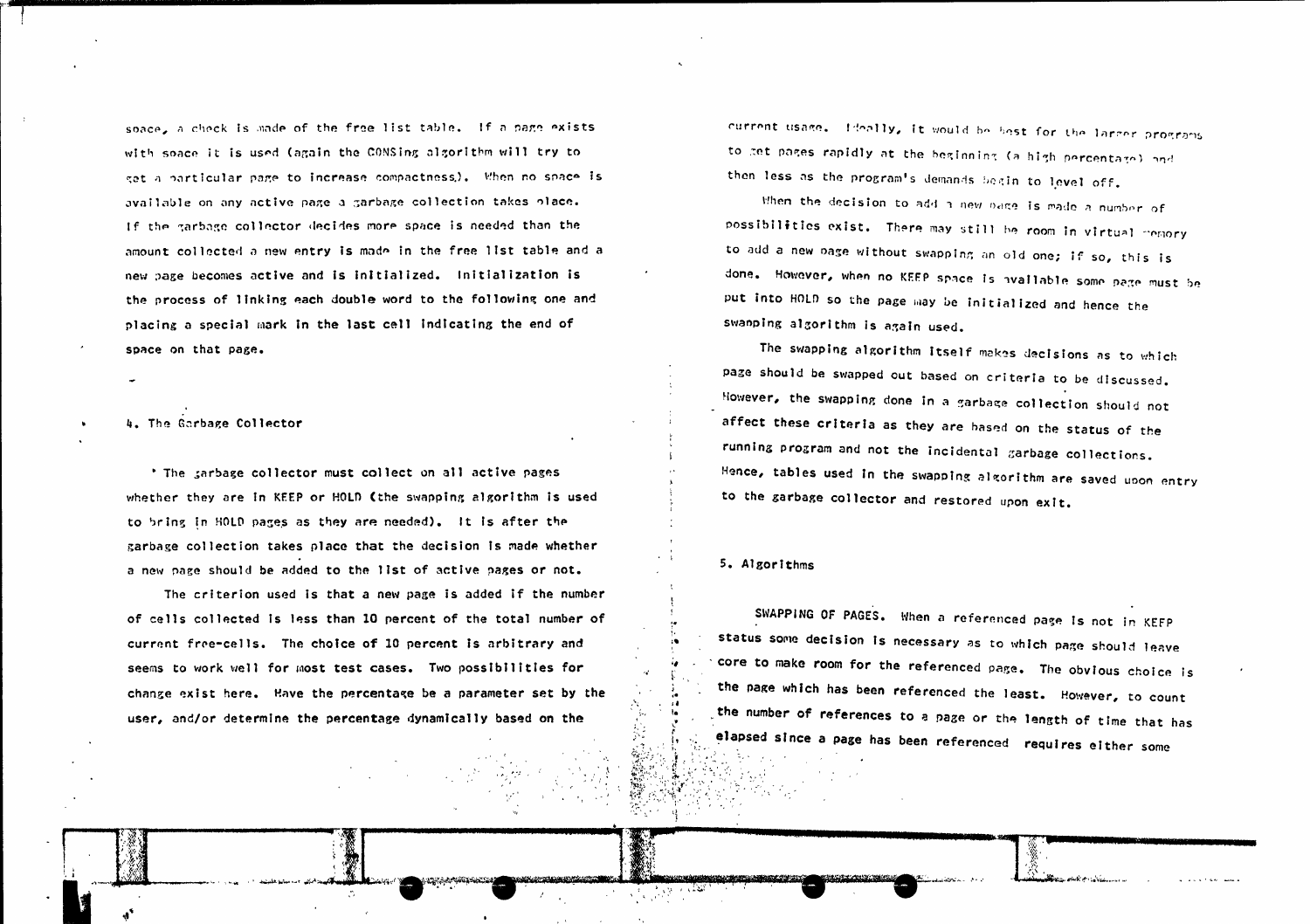space, a check is made of the free list table. If a page exists with space it is used (again the CONSing algorithm will try to get a particular page to increase compactness). When no space is available on any active page a garbage collection takes place. If the garbage collector decides more space is needed than the amount collected a new entry is made in the free list table and a new page becomes active and is initialized. Initialization is the process of linking each double word to the following one and placing a special mark in the last cell indicating the end of space on that page.

## 4. The Garbage Collector

The garbage collector must collect on all active pages whether they are in KEEP or HOLD (the swapping algorithm is used to bring in HOLD pages as they are needed). It is after the garbage collection takes place that the decision is made whether a new page should be added to the list of active pages or not.

The criterion used is that a new page is added if the number of cells collected is less than 10 percent of the total number of current free-cells. The choice of 10 percent is arbitrary and seems to work well for most test cases. Two possibilities for change exist here. Have the percentage be a parameter set by the user, and/or determine the percentage dynamically based on the current usage. Ideally, it would be best for the larger programs to get pages rapidly at the beginning (a high percentage) and then less as the program's demands begin to level off.

When the decision to add a new page is made a number of possibilities exist. There may still be room in virtual memory to add a new page without swapping an old one; if so, this is done. However, when no KEEP space is available some page must be put into HOLD so the page may be initialized and hence the swapping algorithm is again used.

The swapping algorithm itself makes decisions as to which page should be swapped out based on criteria to be discussed. However, the swapping done in a garbage collection should not affect these criteria as they are based on the status of the running program and not the incidental garbage collections. Hence, tables used in the swapping algorithm are saved upon entry to the garbage collector and restored upon exit.

## 5. Algorithms

SWAPPING OF PAGES. When a referenced page is not in KEEP status some decision is necessary as to which page should leave core to make room for the referenced page. The obvious choice is the page which has been referenced the least. However, to count the number of references to a page or the length of time that has elapsed since a page has been referenced requires either some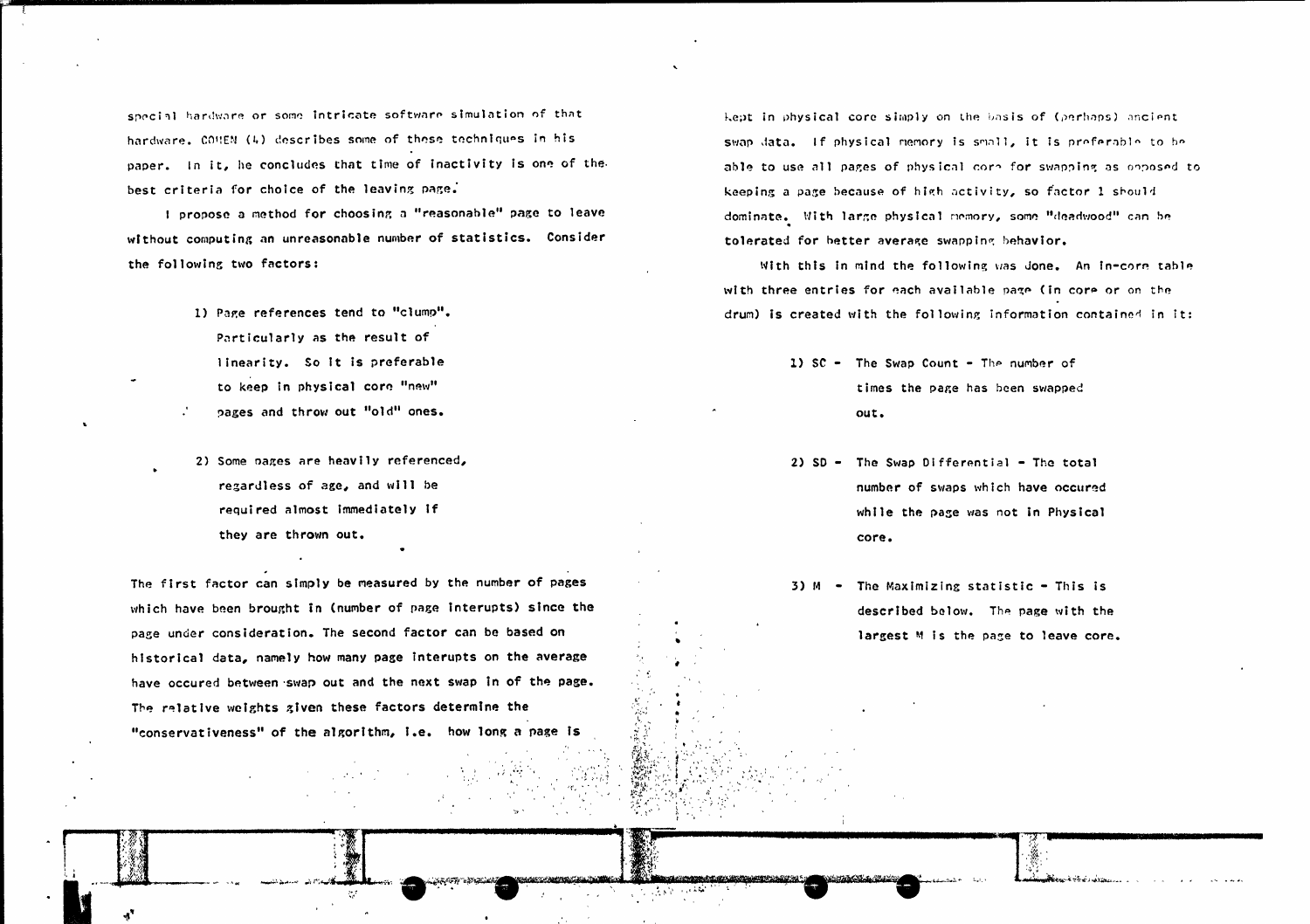special hardware or some intricate software simulation of that hardware. COHEN (4) describes some of these techniques in his paper. In it, he concludes that time of inactivity is one of the best criteria for choice of the leaving page.

I propose a method for choosing a "reasonable" page to leave without computing an unreasonable number of statistics. Consider the following two factors:

1) Page references tend to "clump". Particularly as the result of linearity. So it is preferable to keep in physical core "new" pages and throw out "old" ones.

2) Some pages are heavily referenced, regardless of age, and will be required almost immediately if they are thrown out.

The first factor can simply be measured by the number of pages which have been brought in (number of page interupts) since the page under consideration. The second factor can be based on historical data, namely how many page interupts on the average have occured between swap out and the next swap in of the page. The relative weights given these factors determine the "conservativeness" of the algorithm, i.e. how long a page is kept in physical core simply on the basis of (perhaps) ancient swap data. If physical memory is small, it is preferable to be able to use all pages of physical core for swapping as opposed to keeping a page because of high activity, so factor 1 should dominate. With large physical memory, some "deadwood" can be tolerated for better average swapping behavior.

With this in mind the following was done. An in-core table with three entries for each available page (in core or on the drum) is created with the following information contained in it:

1) SC - The Swap Count - The number of times the page has been swapped out.

2) SD - The Swap Differential - The total number of swaps which have occured while the page was not in Physical core.

3) M - The Maximizing statistic - This is described below. The page with the largest M is the page to leave core.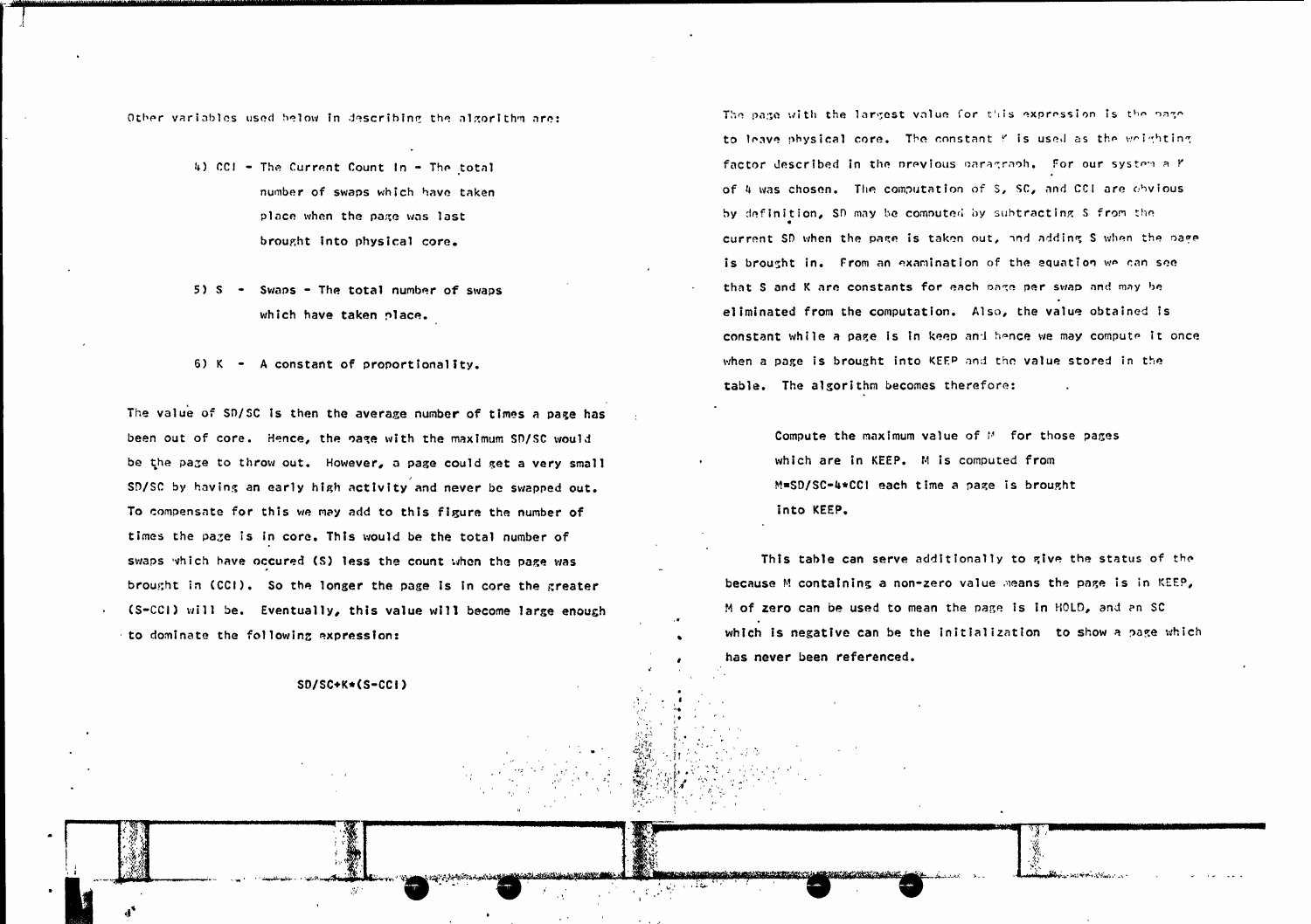Other variables used below in describing the algorithm are:

4) CCI - The Current Count In - The total number of swaps which have taken place when the page was last brought into physical core.

5) S - Swaps - The total number of swaps which have taken place.

6) K - A constant of proportionality.

The value of SD/SC is then the average number of times a page has been out of core. Hence, the page with the maximum SD/SC would be the page to throw out. However, a page could get a very small SD/SC by having an early high activity and never be swapped out. To compensate for this we may add to this figure the number of times the page is in core. This would be the total number of swaps which have occured (S) less the count when the page was brought in (CCI). So the longer the page is in core the greater (S-CCI) will be. Eventually, this value will become large enough to dominate the following expression:

$$SD/SC+K*(S-CCI)$$

The page with the largest value for this expression is the page to leave physical core. The constant K is used as the weighting factor described in the previous paragraph. For our system a K of 4 was chosen. The computation of S, SC, and CCI are obvious by definition, SD may be computed by subtracting S from the current SD when the page is taken out, and adding S when the page is brought in. From an examination of the equation we can see that S and K are constants for each page per swap and may be eliminated from the computation. Also, the value obtained is constant while a page is in keep and hence we may compute it once when a page is brought into KEEP and the value stored in the table. The algorithm becomes therefore:

> Compute the maximum value of M for those pages which are in KEEP. M is computed from $M=SD/SC-4*CCI$ each time a page is brought into KEEP.

This table can serve additionally to give the status of the because M containing a non-zero value means the page is in KEEP, M of zero can be used to mean the page is in HOLD, and an SC which is negative can be the initialization to show a page which has never been referenced.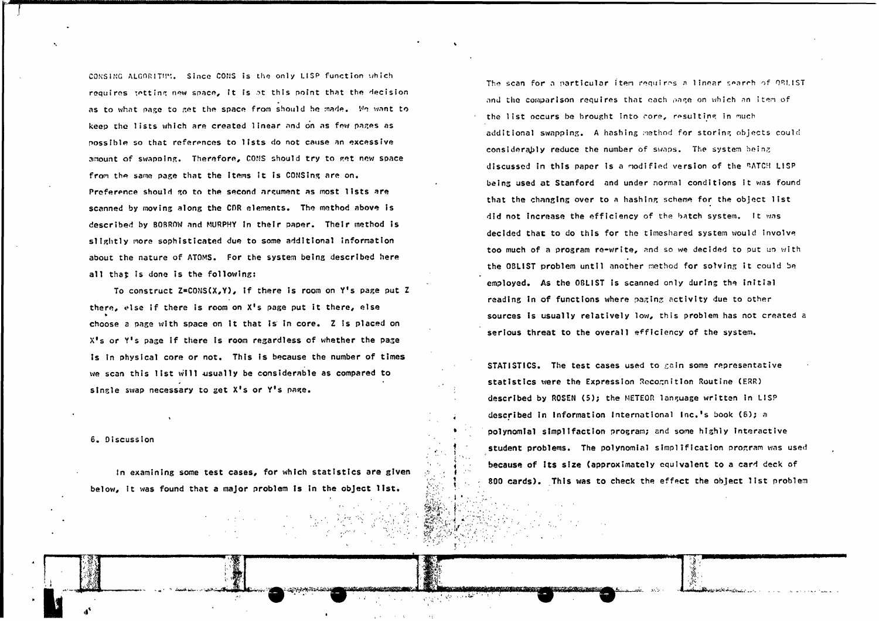CONSING ALGORITHM. Since CONS is the only LISP function which requires getting new space, it is at this point that the decision as to what page to get the space from should be made. We want to keep the lists which are created linear and on as few pages as possible so that references to lists do not cause an excessive amount of swapping. Therefore, CONS should try to get new space from the same page that the items it is CONSing are on. Preference should go to the second argument as most lists are scanned by moving along the CDR elements. The method above is described by BOBROW and MURPHY in their paper. Their method is slightly more sophisticated due to some additional information about the nature of ATOMS. For the system being described here all that is done is the following:

To construct Z=CONS(X,Y), if there is room on Y's page put Z there, else if there is room on X's page put it there, else choose a page with space on it that is in core. Z is placed on X's or Y's page if there is room regardless of whether the page is in physical core or not. This is because the number of times we scan this list will usually be considerable as compared to single swap necessary to get X's or Y's page.

## 6. Discussion

In examining some test cases, for which statistics are given below, it was found that a major problem is in the object list. The scan for a particular item requires a linear search of OBLIST and the comparison requires that each page on which an item of the list occurs be brought into core, resulting in much additional swapping. A hashing method for storing objects could considerably reduce the number of swaps. The system being discussed in this paper is a modified version of the BATCH LISP being used at Stanford and under normal conditions it was found that the changing over to a hashing scheme for the object list did not increase the efficiency of the batch system. It was decided that to do this for the timeshared system would involve too much of a program re-write, and so we decided to put up with the OBLIST problem until another method for solving it could be employed. As the OBLIST is scanned only during the initial reading in of functions where paging activity due to other sources is usually relatively low, this problem has not created a serious threat to the overall efficiency of the system.

STATISTICS. The test cases used to gain some representative statistics were the Expression Recognition Routine (ERR) described by ROSEN (5); the METEOR language written in LISP described in Information International Inc.'s book (6); a polynomial simplifaction program; and some highly interactive student problems. The polynomial simplification program was used because of its size (approximately equivalent to a card deck of 800 cards). This was to check the effect the object list problem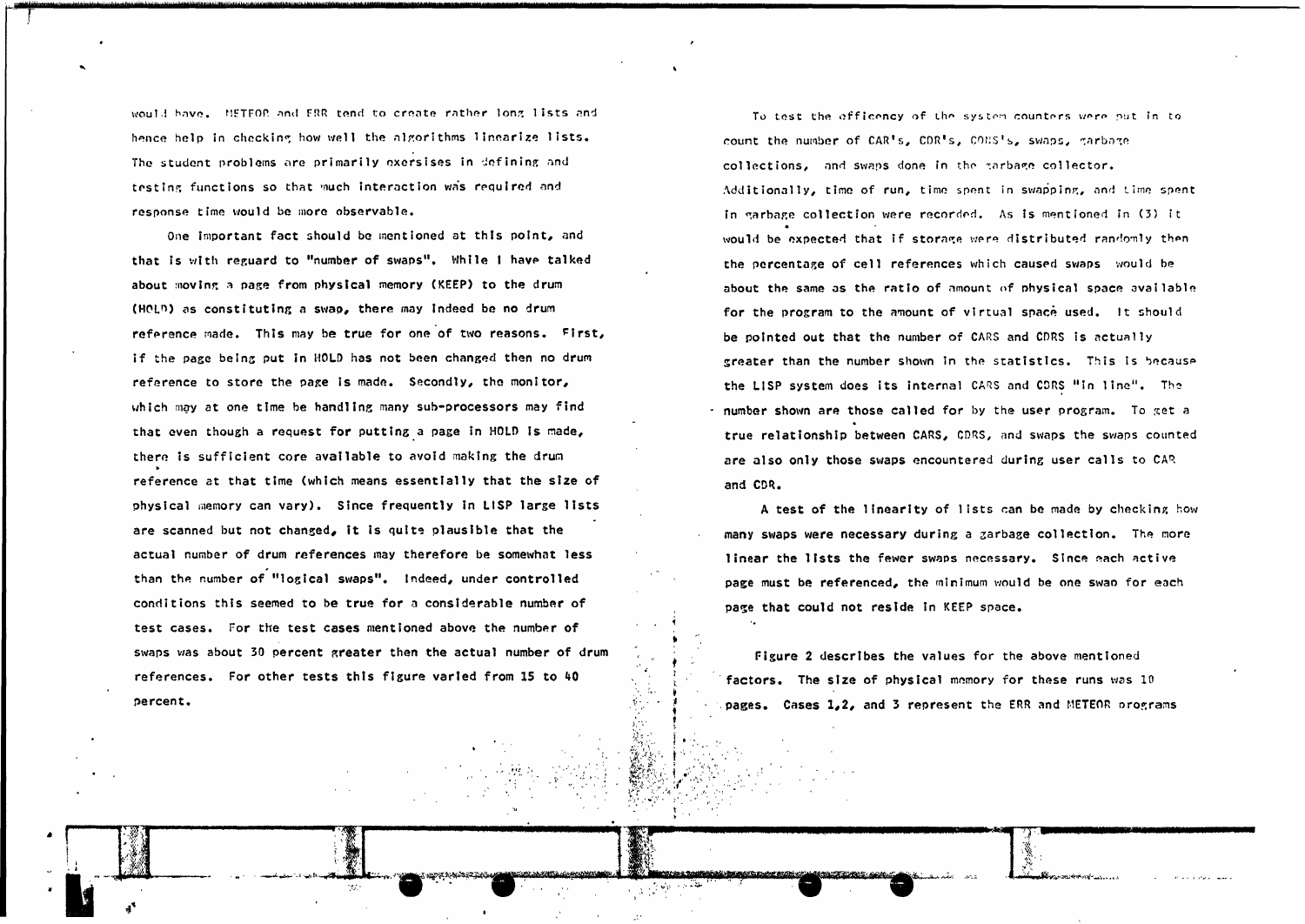would have. METEOR and ERR tend to create rather long lists and hence help in checking how well the algorithms linearize lists. The student problems are primarily exercises in defining and testing functions so that much interaction was required and response time would be more observable.

One important fact should be mentioned at this point, and that is with reguard to "number of swaps". While I have talked about moving a page from physical memory (KEEP) to the drum (HOLD) as constituting a swap, there may indeed be no drum reference made. This may be true for one of two reasons. First, if the page being put in HOLD has not been changed then no drum reference to store the page is made. Secondly, the monitor, which may at one time be handling many sub-processors may find that even though a request for putting a page in HOLD is made, there is sufficient core available to avoid making the drum reference at that time (which means essentially that the size of physical memory can vary). Since frequently in LISP large lists are scanned but not changed, it is quite plausible that the actual number of drum references may therefore be somewhat less than the number of "logical swaps". Indeed, under controlled conditions this seemed to be true for a considerable number of test cases. For the test cases mentioned above the number of swaps was about 30 percent greater then the actual number of drum references. For other tests this figure varied from 15 to 40 percent.

To test the efficency of the system counters were put in to count the number of CAR's, CDR's, CONS's, swaps, garbage collections, and swaps done in the garbage collector. Additionally, time of run, time spent in swapping, and time spent in garbage collection were recorded. As is mentioned in (3) it would be expected that if storage were distributed randomly then the percentage of cell references which caused swaps would be about the same as the ratio of amount of physical space available for the program to the amount of virtual space used. It should be pointed out that the number of CARS and CDRS is actually greater than the number shown in the statistics. This is because the LISP system does its internal CARS and CDRS "in line". The number shown are those called for by the user program. To get a true relationship between CARS, CDRS, and swaps the swaps counted are also only those swaps encountered during user calls to CAR and CDR.

A test of the linearity of lists can be made by checking how many swaps were necessary during a garbage collection. The more linear the lists the fewer swaps necessary. Since each active page must be referenced, the minimum would be one swap for each page that could not reside in KEEP space.

Figure 2 describes the values for the above mentioned factors. The size of physical memory for these runs was 10 pages. Cases 1,2, and 3 represent the ERR and METEOR programs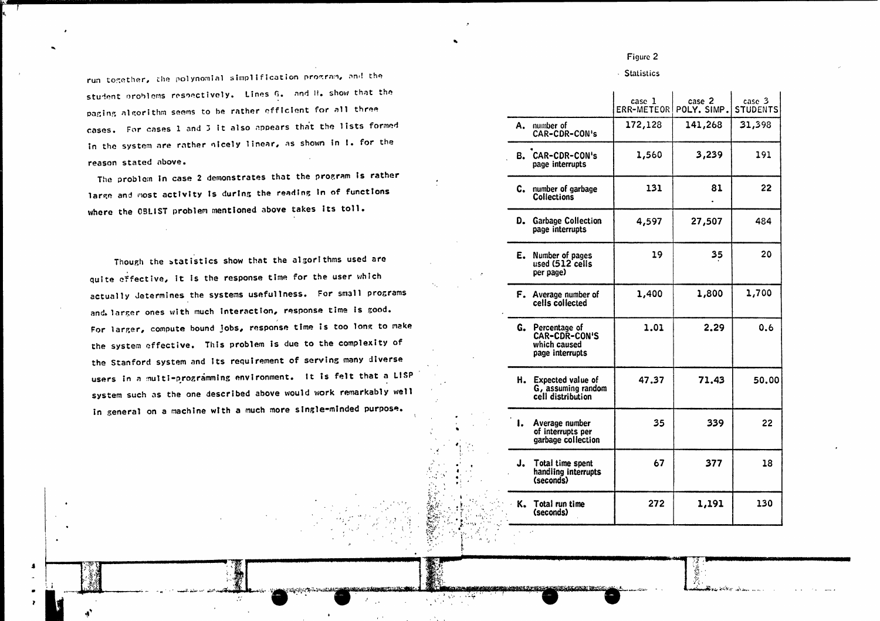run together, the polynomial simplification program, and the student problems respectively. Lines G. and H. show that the paging algorithm seems to be rather efficient for all three cases. For cases 1 and 3 it also appears that the lists formed in the system are rather nicely linear, as shown in I. for the reason stated above.

The problem in case 2 demonstrates that the program is rather large and most activity is during the reading in of functions where the OBLIST problem mentioned above takes its toll.

Though the statistics show that the algorithms used are quite effective, it is the response time for the user which actually determines the systems usefullness. For small programs and larger ones with much interaction, response time is good. For larger, compute bound jobs, response time is too long to make the system effective. This problem is due to the complexity of the Stanford system and its requirement of serving many diverse users in a multi-programming environment. It is felt that a LISP system such as the one described above would work remarkably well in general on a machine with a much more single-minded purpose.

Figure 2

Statistics

| | case 1 ERR-METEOR | case 2 POLY. SIMP. | case 3 STUDENTS |
|---|---|---|---|
| A. number of CAR-CDR-CON's | 172,128 | 141,268 | 31,398 |
| B. CAR-CDR-CON's page interrupts | 1,560 | 3,239 | 191 |
| C. number of garbage Collections | 131 | 81 | 22 |
| D. Garbage Collection page interrupts | 4,597 | 27,507 | 484 |
| E. Number of pages used (512 cells per page) | 19 | 35 | 20 |
| F. Average number of cells collected | 1,400 | 1,800 | 1,700 |
| G. Percentage of CAR-CDR-CON'S which caused page interrupts | 1.01 | 2.29 | 0.6 |
| H. Expected value of G, assuming random cell distribution | 47.37 | 71.43 | 50.00 |
| I. Average number of interrupts per garbage collection | 35 | 339 | 22 |
| J. Total time spent handling interrupts (seconds) | 67 | 377 | 18 |
| K. Total run time (seconds) | 272 | 1,191 | 130 |